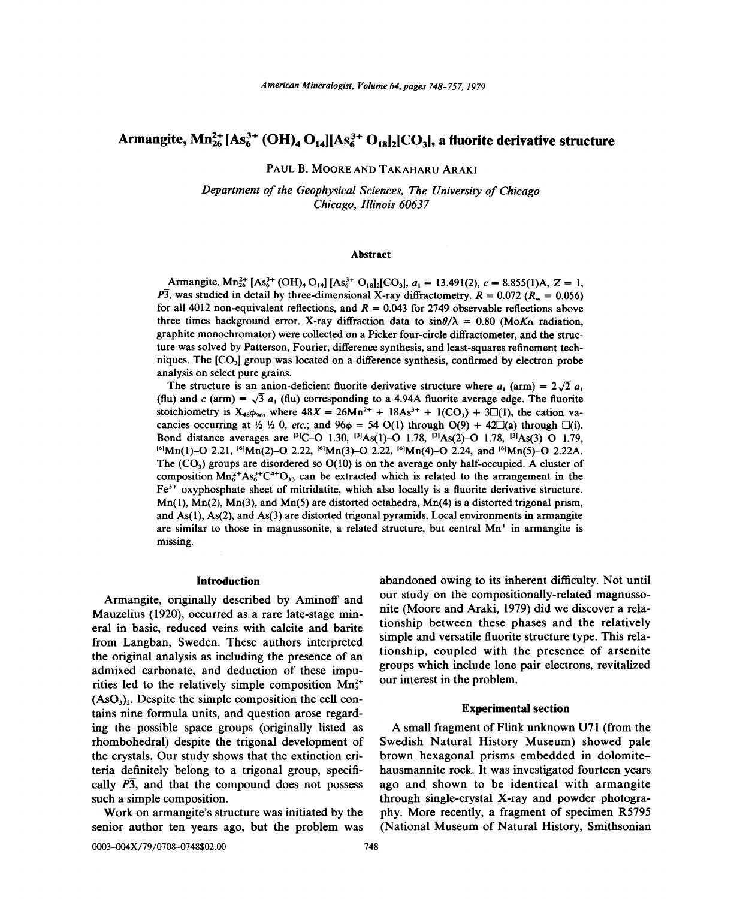# Armangite, $Mn_{26}^{2+}[As_6^{3+}(OH)_4O_{14}][As_6^{3+}O_{18}]_2[CO_3]$, a fluorite derivative structure

PAUL B. MOORE AND TAKAHARU ARAKI

*Department of the Geophysical Sciences, The University of Chicago*
*Chicago, Illinois 60637*

## Abstract

Armangite, $Mn_{26}^{2+}[As_6^{3+}(OH)_4O_{14}][As_6^{3+}O_{18}]_2[CO_3]$, $a_1 = 13.491(2)$, $c = 8.855(1)$A, $Z = 1$, $P\bar{3}$, was studied in detail by three-dimensional X-ray diffractometry. $R = 0.072$ ($R_w = 0.056$) for all 4012 non-equivalent reflections, and $R = 0.043$ for 2749 observable reflections above three times background error. X-ray diffraction data to $\sin\theta/\lambda = 0.80$ (Mo$K\alpha$ radiation, graphite monochromator) were collected on a Picker four-circle diffractometer, and the structure was solved by Patterson, Fourier, difference synthesis, and least-squares refinement techniques. The $[CO_3]$ group was located on a difference synthesis, confirmed by electron probe analysis on select pure grains.

The structure is an anion-deficient fluorite derivative structure where $a_1$ (arm) = $2\sqrt{2}\,a_1$ (flu) and $c$ (arm) = $\sqrt{3}\,a_1$ (flu) corresponding to a 4.94A fluorite average edge. The fluorite stoichiometry is $X_{48}\phi_{96}$, where $48X = 26Mn^{2+} + 18As^{3+} + 1(CO_3) + 3\square(1)$, the cation vacancies occurring at ½ ½ 0, *etc.*; and $96\phi$ = 54 O(1) through O(9) + 42□(a) through □(i). Bond distance averages are $^{[3]}$C–O 1.30, $^{[3]}$As(1)–O 1.78, $^{[3]}$As(2)–O 1.78, $^{[3]}$As(3)–O 1.79, $^{[6]}$Mn(1)–O 2.21, $^{[6]}$Mn(2)–O 2.22, $^{[6]}$Mn(3)–O 2.22, $^{[6]}$Mn(4)–O 2.24, and $^{[6]}$Mn(5)–O 2.22A. The $(CO_3)$ groups are disordered so O(10) is on the average only half-occupied. A cluster of composition $Mn_6^{2+}As_6^{3+}C^{4+}O_{33}$ can be extracted which is related to the arrangement in the $Fe^{3+}$ oxyphosphate sheet of mitridatite, which also locally is a fluorite derivative structure. Mn(1), Mn(2), Mn(3), and Mn(5) are distorted octahedra, Mn(4) is a distorted trigonal prism, and As(1), As(2), and As(3) are distorted trigonal pyramids. Local environments in armangite are similar to those in magnussonite, a related structure, but central $Mn^+$ in armangite is missing.

## Introduction

Armangite, originally described by Aminoff and Mauzelius (1920), occurred as a rare late-stage mineral in basic, reduced veins with calcite and barite from Langban, Sweden. These authors interpreted the original analysis as including the presence of an admixed carbonate, and deduction of these impurities led to the relatively simple composition $Mn_3^{2+}(AsO_3)_2$. Despite the simple composition the cell contains nine formula units, and question arose regarding the possible space groups (originally listed as rhombohedral) despite the trigonal development of the crystals. Our study shows that the extinction criteria definitely belong to a trigonal group, specifically $P\bar{3}$, and that the compound does not possess such a simple composition.

Work on armangite's structure was initiated by the senior author ten years ago, but the problem was abandoned owing to its inherent difficulty. Not until our study on the compositionally-related magnussonite (Moore and Araki, 1979) did we discover a relationship between these phases and the relatively simple and versatile fluorite structure type. This relationship, coupled with the presence of arsenite groups which include lone pair electrons, revitalized our interest in the problem.

## Experimental section

A small fragment of Flink unknown U71 (from the Swedish Natural History Museum) showed pale brown hexagonal prisms embedded in dolomite–hausmannite rock. It was investigated fourteen years ago and shown to be identical with armangite through single-crystal X-ray and powder photography. More recently, a fragment of specimen R5795 (National Museum of Natural History, Smithsonian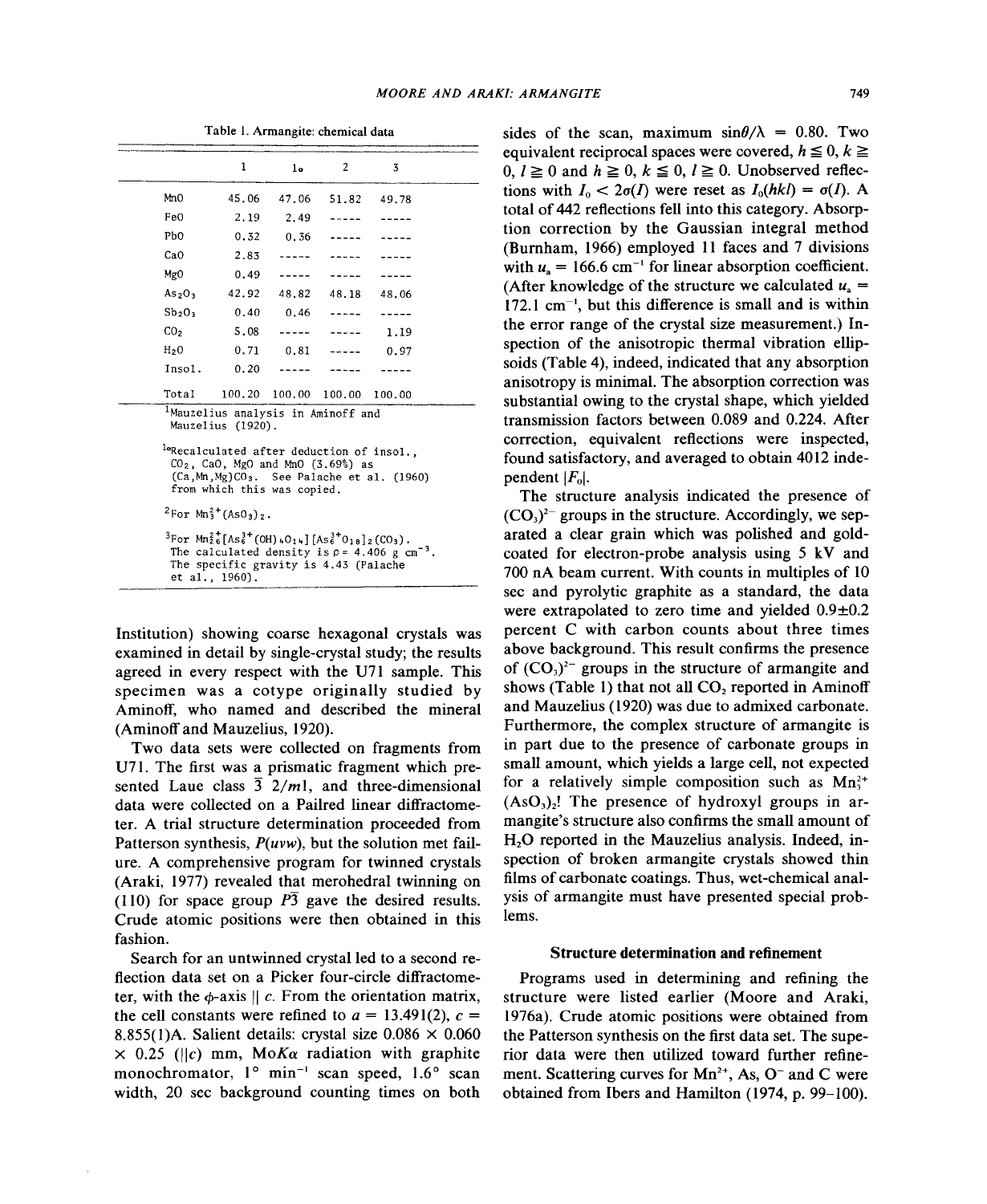Table 1. Armangite: chemical data

| | 1 | 1a | 2 | 3 |
|---|---|---|---|---|
| MnO | 45.06 | 47.06 | 51.82 | 49.78 |
| FeO | 2.19 | 2.49 | ----- | ----- |
| PbO | 0.32 | 0.36 | ----- | ----- |
| CaO | 2.83 | ----- | ----- | ----- |
| MgO | 0.49 | ----- | ----- | ----- |
| $As_2O_3$ | 42.92 | 48.82 | 48.18 | 48.06 |
| $Sb_2O_3$ | 0.40 | 0.46 | ----- | ----- |
| $CO_2$ | 5.08 | ----- | ----- | 1.19 |
| $H_2O$ | 0.71 | 0.81 | ----- | 0.97 |
| Insol. | 0.20 | ----- | ----- | ----- |
| Total | 100.20 | 100.00 | 100.00 | 100.00 |

[1]Mauzelius analysis in Aminoff and Mauzelius (1920).

[1a]Recalculated after deduction of insol., $CO_2$, CaO, MgO and MnO (3.69%) as $(Ca,Mn,Mg)CO_3$. See Palache et al. (1960) from which this was copied.

[2]For $Mn_3^{2+}(AsO_3)_2$.

[3]For $Mn_{26}^{2+}[As_6^{3+}(OH)_4O_{14}][As_6^{3+}O_{18}]_2(CO_3)$. The calculated density is $\rho = 4.406$ g $cm^{-3}$. The specific gravity is 4.43 (Palache et al., 1960).

Institution) showing coarse hexagonal crystals was examined in detail by single-crystal study; the results agreed in every respect with the U71 sample. This specimen was a cotype originally studied by Aminoff, who named and described the mineral (Aminoff and Mauzelius, 1920).

Two data sets were collected on fragments from U71. The first was a prismatic fragment which presented Laue class $\bar{3}\ 2/m1$, and three-dimensional data were collected on a Pailred linear diffractometer. A trial structure determination proceeded from Patterson synthesis, $P(uvw)$, but the solution met failure. A comprehensive program for twinned crystals (Araki, 1977) revealed that merohedral twinning on (110) for space group $P\bar{3}$ gave the desired results. Crude atomic positions were then obtained in this fashion.

Search for an untwinned crystal led to a second reflection data set on a Picker four-circle diffractometer, with the $\phi$-axis $\parallel c$. From the orientation matrix, the cell constants were refined to $a = 13.491(2)$, $c = 8.855(1)$Å. Salient details: crystal size $0.086 \times 0.060 \times 0.25$ ($\parallel c$) mm, Mo$K\alpha$ radiation with graphite monochromator, $1°$ $min^{-1}$ scan speed, $1.6°$ scan width, 20 sec background counting times on both sides of the scan, maximum $\sin\theta/\lambda = 0.80$. Two equivalent reciprocal spaces were covered, $h \leqq 0$, $k \geqq 0$, $l \geqq 0$ and $h \geqq 0$, $k \leqq 0$, $l \geqq 0$. Unobserved reflections with $I_0 < 2\sigma(I)$ were reset as $I_0(hkl) = \sigma(I)$. A total of 442 reflections fell into this category. Absorption correction by the Gaussian integral method (Burnham, 1966) employed 11 faces and 7 divisions with $u_a = 166.6$ $cm^{-1}$ for linear absorption coefficient. (After knowledge of the structure we calculated $u_a = 172.1$ $cm^{-1}$, but this difference is small and is within the error range of the crystal size measurement.) Inspection of the anisotropic thermal vibration ellipsoids (Table 4), indeed, indicated that any absorption anisotropy is minimal. The absorption correction was substantial owing to the crystal shape, which yielded transmission factors between 0.089 and 0.224. After correction, equivalent reflections were inspected, found satisfactory, and averaged to obtain 4012 independent $|F_0|$.

The structure analysis indicated the presence of $(CO_3)^{2-}$ groups in the structure. Accordingly, we separated a clear grain which was polished and gold-coated for electron-probe analysis using 5 kV and 700 nA beam current. With counts in multiples of 10 sec and pyrolytic graphite as a standard, the data were extrapolated to zero time and yielded $0.9 \pm 0.2$ percent C with carbon counts about three times above background. This result confirms the presence of $(CO_3)^{2-}$ groups in the structure of armangite and shows (Table 1) that not all $CO_2$ reported in Aminoff and Mauzelius (1920) was due to admixed carbonate. Furthermore, the complex structure of armangite is in part due to the presence of carbonate groups in small amount, which yields a large cell, not expected for a relatively simple composition such as $Mn_3^{2+}(AsO_3)_2$! The presence of hydroxyl groups in armangite's structure also confirms the small amount of $H_2O$ reported in the Mauzelius analysis. Indeed, inspection of broken armangite crystals showed thin films of carbonate coatings. Thus, wet-chemical analysis of armangite must have presented special problems.

## Structure determination and refinement

Programs used in determining and refining the structure were listed earlier (Moore and Araki, 1976a). Crude atomic positions were obtained from the Patterson synthesis on the first data set. The superior data were then utilized toward further refinement. Scattering curves for $Mn^{2+}$, As, $O^-$ and C were obtained from Ibers and Hamilton (1974, p. 99–100).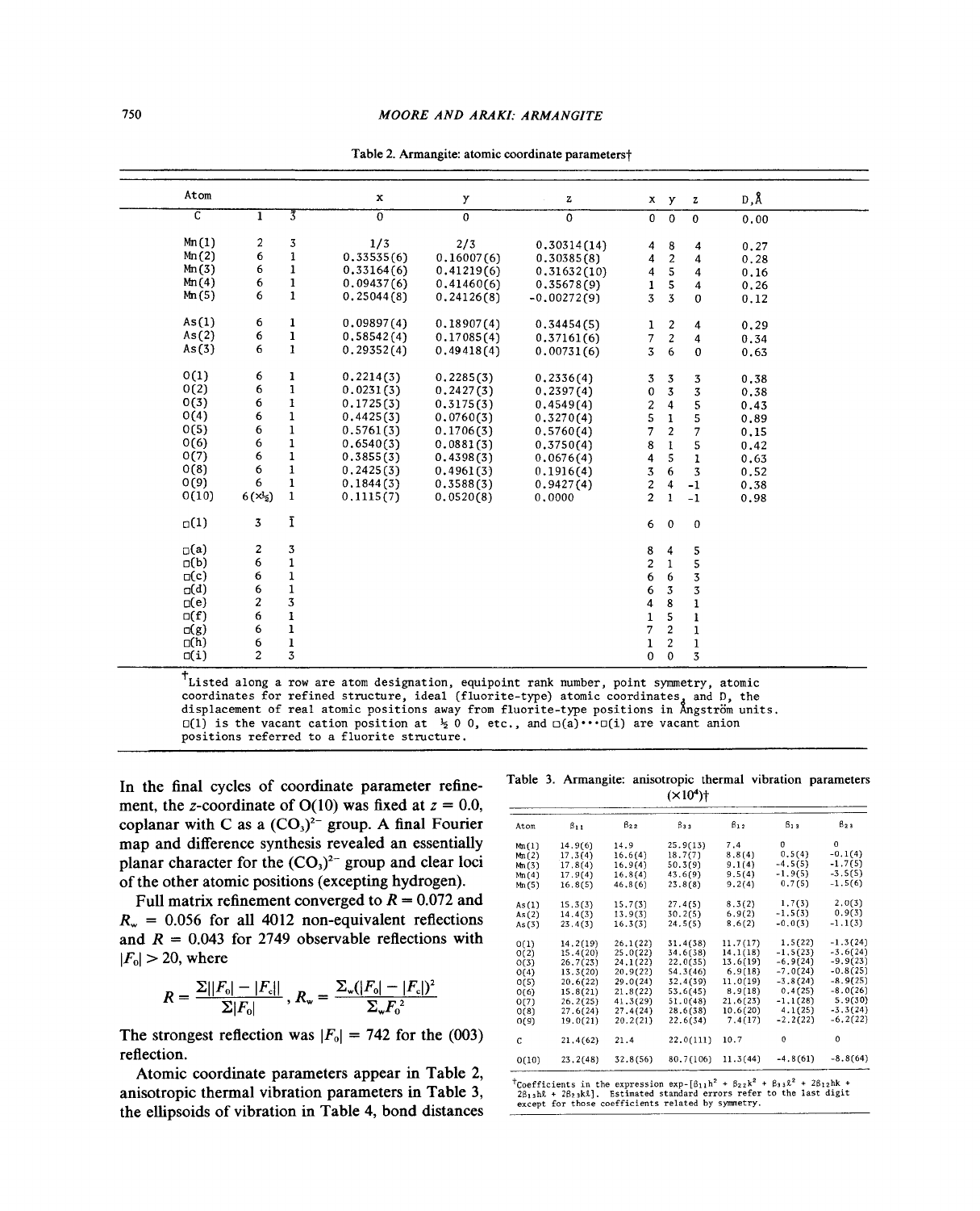Table 2. Armangite: atomic coordinate parameters†

| Atom | | | x | y | z | x | y | z | D,Å |
|---|---|---|---|---|---|---|---|---|---|
| C | 1 | $\bar{3}$ | 0 | 0 | 0 | 0 | 0 | 0 | 0.00 |
| Mn(1) | 2 | 3 | 1/3 | 2/3 | 0.30314(14) | 4 | 8 | 4 | 0.27 |
| Mn(2) | 6 | 1 | 0.33535(6) | 0.16007(6) | 0.30385(8) | 4 | 2 | 4 | 0.28 |
| Mn(3) | 6 | 1 | 0.33164(6) | 0.41219(6) | 0.31632(10) | 4 | 5 | 4 | 0.16 |
| Mn(4) | 6 | 1 | 0.09437(6) | 0.41460(6) | 0.35678(9) | 1 | 5 | 4 | 0.26 |
| Mn(5) | 6 | 1 | 0.25044(8) | 0.24126(8) | -0.00272(9) | 3 | 3 | 0 | 0.12 |
| As(1) | 6 | 1 | 0.09897(4) | 0.18907(4) | 0.34454(5) | 1 | 2 | 4 | 0.29 |
| As(2) | 6 | 1 | 0.58542(4) | 0.17085(4) | 0.37161(6) | 7 | 2 | 4 | 0.34 |
| As(3) | 6 | 1 | 0.29352(4) | 0.49418(4) | 0.00731(6) | 3 | 6 | 0 | 0.63 |
| O(1) | 6 | 1 | 0.2214(3) | 0.2285(3) | 0.2336(4) | 3 | 3 | 3 | 0.38 |
| O(2) | 6 | 1 | 0.0231(3) | 0.2427(3) | 0.2397(4) | 0 | 3 | 3 | 0.38 |
| O(3) | 6 | 1 | 0.1725(3) | 0.3175(3) | 0.4549(4) | 2 | 4 | 5 | 0.43 |
| O(4) | 6 | 1 | 0.4425(3) | 0.0760(3) | 0.3270(4) | 5 | 1 | 5 | 0.89 |
| O(5) | 6 | 1 | 0.5761(3) | 0.1706(3) | 0.5760(4) | 7 | 2 | 7 | 0.15 |
| O(6) | 6 | 1 | 0.6540(3) | 0.0881(3) | 0.3750(4) | 8 | 1 | 5 | 0.42 |
| O(7) | 6 | 1 | 0.3855(3) | 0.4398(3) | 0.0676(4) | 4 | 5 | 1 | 0.63 |
| O(8) | 6 | 1 | 0.2425(3) | 0.4961(3) | 0.1916(4) | 3 | 6 | 3 | 0.52 |
| O(9) | 6 | 1 | 0.1844(3) | 0.3588(3) | 0.9427(4) | 2 | 4 | -1 | 0.38 |
| O(10) | 6(×½) | 1 | 0.1115(7) | 0.0520(8) | 0.0000 | 2 | 1 | -1 | 0.98 |
| □(1) | 3 | $\bar{1}$ | | | | 6 | 0 | 0 | |
| □(a) | 2 | 3 | | | | 8 | 4 | 5 | |
| □(b) | 6 | 1 | | | | 2 | 1 | 5 | |
| □(c) | 6 | 1 | | | | 6 | 6 | 3 | |
| □(d) | 6 | 1 | | | | 6 | 3 | 3 | |
| □(e) | 2 | 3 | | | | 4 | 8 | 1 | |
| □(f) | 6 | 1 | | | | 1 | 5 | 1 | |
| □(g) | 6 | 1 | | | | 7 | 2 | 1 | |
| □(h) | 6 | 1 | | | | 1 | 2 | 1 | |
| □(i) | 2 | 3 | | | | 0 | 0 | 3 | |

†Listed along a row are atom designation, equipoint rank number, point symmetry, atomic coordinates for refined structure, ideal (fluorite-type) atomic coordinates, and D, the displacement of real atomic positions away from fluorite-type positions in Ångström units. □(1) is the vacant cation position at ½ 0 0, etc., and □(a)···□(i) are vacant anion positions referred to a fluorite structure.

In the final cycles of coordinate parameter refinement, the z-coordinate of O(10) was fixed at $z = 0.0$, coplanar with C as a $(CO_3)^{2-}$ group. A final Fourier map and difference synthesis revealed an essentially planar character for the $(CO_3)^{2-}$ group and clear loci of the other atomic positions (excepting hydrogen).

Full matrix refinement converged to $R = 0.072$ and $R_w = 0.056$ for all 4012 non-equivalent reflections and $R = 0.043$ for 2749 observable reflections with $|F_o| > 2\sigma$, where

$$R = \frac{\Sigma||F_o| - |F_c||}{\Sigma|F_o|}, \quad R_w = \frac{\Sigma_w(|F_o| - |F_c|)^2}{\Sigma_w F_o^2}$$

The strongest reflection was $|F_o| = 742$ for the (003) reflection.

Atomic coordinate parameters appear in Table 2, anisotropic thermal vibration parameters in Table 3, the ellipsoids of vibration in Table 4, bond distances

Table 3. Armangite: anisotropic thermal vibration parameters ($\times 10^4$)†

| Atom | $\beta_{11}$ | $\beta_{22}$ | $\beta_{33}$ | $\beta_{12}$ | $\beta_{13}$ | $\beta_{23}$ |
|---|---|---|---|---|---|---|
| Mn(1) | 14.9(6) | 14.9 | 25.9(13) | 7.4 | 0 | 0 |
| Mn(2) | 17.3(4) | 16.6(4) | 18.7(7) | 8.8(4) | 0.5(4) | -0.1(4) |
| Mn(3) | 17.8(4) | 16.9(4) | 50.3(9) | 9.1(4) | -4.5(5) | -1.7(5) |
| Mn(4) | 17.9(4) | 16.8(4) | 43.6(9) | 9.5(4) | -1.9(5) | -3.5(5) |
| Mn(5) | 16.8(5) | 46.8(6) | 23.8(8) | 9.2(4) | 0.7(5) | -1.5(6) |
| As(1) | 15.3(3) | 15.7(3) | 27.4(5) | 8.3(2) | 1.7(3) | 2.0(3) |
| As(2) | 14.4(3) | 13.9(3) | 30.2(5) | 6.9(2) | -1.5(3) | 0.9(3) |
| As(3) | 23.4(3) | 16.3(3) | 24.5(5) | 8.6(2) | -0.0(3) | -1.1(3) |
| O(1) | 14.2(19) | 26.1(22) | 31.4(38) | 11.7(17) | 1.5(22) | -1.3(24) |
| O(2) | 15.4(20) | 25.0(22) | 34.6(38) | 14.1(18) | -1.5(23) | -3.6(24) |
| O(3) | 26.7(23) | 24.1(22) | 22.0(35) | 13.6(19) | -6.9(24) | -9.9(23) |
| O(4) | 13.3(20) | 20.9(22) | 54.3(46) | 6.9(18) | -7.0(24) | -0.8(25) |
| O(5) | 20.6(22) | 29.0(24) | 32.4(39) | 11.0(19) | -3.8(24) | -8.9(25) |
| O(6) | 15.8(21) | 21.8(22) | 53.6(45) | 8.9(18) | 0.4(25) | -8.0(26) |
| O(7) | 26.2(25) | 41.3(29) | 51.0(48) | 21.6(23) | -1.1(28) | 5.9(30) |
| O(8) | 27.6(24) | 27.4(24) | 28.6(38) | 10.6(20) | 4.1(25) | -3.3(24) |
| O(9) | 19.0(21) | 20.2(21) | 22.6(34) | 7.4(17) | -2.2(22) | -6.2(22) |
| C | 21.4(62) | 21.4 | 22.0(111) | 10.7 | 0 | 0 |
| O(10) | 23.2(48) | 32.8(56) | 80.7(106) | 11.3(44) | -4.8(61) | -8.8(64) |

†Coefficients in the expression $\exp-[\beta_{11}h^2 + \beta_{22}k^2 + \beta_{33}\ell^2 + 2\beta_{12}hk + 2\beta_{13}h\ell + 2\beta_{23}k\ell]$. Estimated standard errors refer to the last digit except for those coefficients related by symmetry.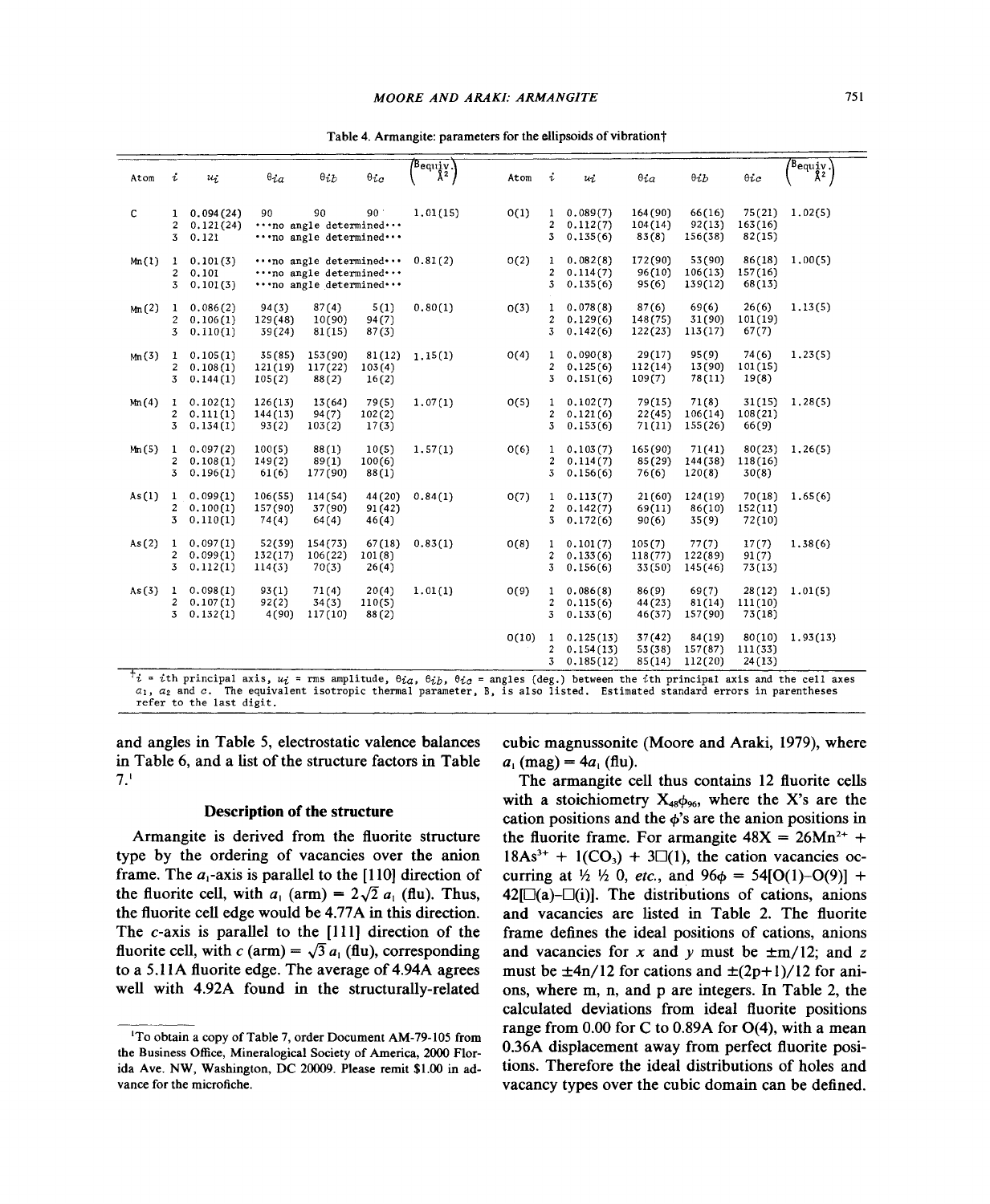Table 4. Armangite: parameters for the ellipsoids of vibration†

| Atom | $i$ | $u_i$ | $\theta_{ia}$ | $\theta_{ib}$ | $\theta_{ic}$ | $\left(\begin{smallmatrix}B_{equiv.}\\ Å^2\end{smallmatrix}\right)$ | Atom | $i$ | $u_i$ | $\theta_{ia}$ | $\theta_{ib}$ | $\theta_{ic}$ | $\left(\begin{smallmatrix}B_{equiv.}\\ Å^2\end{smallmatrix}\right)$ |
|---|---|---|---|---|---|---|---|---|---|---|---|---|---|
| C | 1 | 0.094(24) | 90 | 90 | 90 | 1.01(15) | O(1) | 1 | 0.089(7) | 164(90) | 66(16) | 75(21) | 1.02(5) |
| | 2 | 0.121(24) | ···no angle determined··· | | | | | 2 | 0.112(7) | 104(14) | 92(13) | 163(16) | |
| | 3 | 0.121 | ···no angle determined··· | | | | | 3 | 0.135(6) | 83(8) | 156(38) | 82(15) | |
| Mn(1) | 1 | 0.101(3) | ···no angle determined··· | | | 0.81(2) | O(2) | 1 | 0.082(8) | 172(90) | 53(90) | 86(18) | 1.00(5) |
| | 2 | 0.101 | ···no angle determined··· | | | | | 2 | 0.114(7) | 96(10) | 106(13) | 157(16) | |
| | 3 | 0.101(3) | ···no angle determined··· | | | | | 3 | 0.135(6) | 95(6) | 139(12) | 68(13) | |
| Mn(2) | 1 | 0.086(2) | 94(3) | 87(4) | 5(1) | 0.80(1) | O(3) | 1 | 0.078(8) | 87(6) | 69(6) | 26(6) | 1.13(5) |
| | 2 | 0.106(1) | 129(48) | 10(90) | 94(7) | | | 2 | 0.129(6) | 148(75) | 31(90) | 101(19) | |
| | 3 | 0.110(1) | 39(24) | 81(15) | 87(3) | | | 3 | 0.142(6) | 122(23) | 113(17) | 67(7) | |
| Mn(3) | 1 | 0.105(1) | 35(85) | 153(90) | 81(12) | 1.15(1) | O(4) | 1 | 0.090(8) | 29(17) | 95(9) | 74(6) | 1.23(5) |
| | 2 | 0.108(1) | 121(19) | 117(22) | 103(4) | | | 2 | 0.125(6) | 112(14) | 13(90) | 101(15) | |
| | 3 | 0.144(1) | 105(2) | 88(2) | 16(2) | | | 3 | 0.151(6) | 109(7) | 78(11) | 19(8) | |
| Mn(4) | 1 | 0.102(1) | 126(13) | 13(64) | 79(5) | 1.07(1) | O(5) | 1 | 0.102(7) | 79(15) | 71(8) | 31(15) | 1.28(5) |
| | 2 | 0.111(1) | 144(13) | 94(7) | 102(2) | | | 2 | 0.121(6) | 22(45) | 106(14) | 108(21) | |
| | 3 | 0.134(1) | 93(2) | 103(2) | 17(3) | | | 3 | 0.153(6) | 71(11) | 155(26) | 66(9) | |
| Mn(5) | 1 | 0.097(2) | 100(5) | 88(1) | 10(5) | 1.57(1) | O(6) | 1 | 0.103(7) | 165(90) | 71(41) | 80(23) | 1.26(5) |
| | 2 | 0.108(1) | 149(2) | 89(1) | 100(6) | | | 2 | 0.114(7) | 85(29) | 144(38) | 118(16) | |
| | 3 | 0.196(1) | 61(6) | 177(90) | 88(1) | | | 3 | 0.156(6) | 76(6) | 120(8) | 30(8) | |
| As(1) | 1 | 0.099(1) | 106(55) | 114(54) | 44(20) | 0.84(1) | O(7) | 1 | 0.113(7) | 21(60) | 124(19) | 70(18) | 1.65(6) |
| | 2 | 0.100(1) | 157(90) | 37(90) | 91(42) | | | 2 | 0.142(7) | 69(11) | 86(10) | 152(11) | |
| | 3 | 0.110(1) | 74(4) | 64(4) | 46(4) | | | 3 | 0.172(6) | 90(6) | 35(9) | 72(10) | |
| As(2) | 1 | 0.097(1) | 52(39) | 154(73) | 67(18) | 0.83(1) | O(8) | 1 | 0.101(7) | 105(7) | 77(7) | 17(7) | 1.38(6) |
| | 2 | 0.099(1) | 132(17) | 106(22) | 101(8) | | | 2 | 0.133(6) | 118(77) | 122(89) | 91(7) | |
| | 3 | 0.112(1) | 114(3) | 70(3) | 26(4) | | | 3 | 0.156(6) | 33(50) | 145(46) | 73(13) | |
| As(3) | 1 | 0.098(1) | 93(1) | 71(4) | 20(4) | 1.01(1) | O(9) | 1 | 0.086(8) | 86(9) | 69(7) | 28(12) | 1.01(5) |
| | 2 | 0.107(1) | 92(2) | 34(3) | 110(5) | | | 2 | 0.115(6) | 44(23) | 81(14) | 111(10) | |
| | 3 | 0.132(1) | 4(90) | 117(10) | 88(2) | | | 3 | 0.133(6) | 46(37) | 157(90) | 73(18) | |
| | | | | | | | O(10) | 1 | 0.125(13) | 37(42) | 84(19) | 80(10) | 1.93(13) |
| | | | | | | | | 2 | 0.154(13) | 53(38) | 157(87) | 111(33) | |
| | | | | | | | | 3 | 0.185(12) | 85(14) | 112(20) | 24(13) | |

†$i$ = $i$th principal axis, $u_i$ = rms amplitude, $\theta_{ia}$, $\theta_{ib}$, $\theta_{ic}$ = angles (deg.) between the $i$th principal axis and the cell axes $a_1$, $a_2$ and $c$. The equivalent isotropic thermal parameter, B, is also listed. Estimated standard errors in parentheses refer to the last digit.

and angles in Table 5, electrostatic valence balances in Table 6, and a list of the structure factors in Table 7.[1]

## Description of the structure

Armangite is derived from the fluorite structure type by the ordering of vacancies over the anion frame. The $a_1$-axis is parallel to the [110] direction of the fluorite cell, with $a_1$ (arm) = $2\sqrt{2}\, a_1$ (flu). Thus, the fluorite cell edge would be 4.77A in this direction. The $c$-axis is parallel to the [111] direction of the fluorite cell, with $c$ (arm) = $\sqrt{3}\, a_1$ (flu), corresponding to a 5.11A fluorite edge. The average of 4.94A agrees well with 4.92A found in the structurally-related cubic magnussonite (Moore and Araki, 1979), where $a_1$ (mag) = $4a_1$ (flu).

The armangite cell thus contains 12 fluorite cells with a stoichiometry $X_{48}\phi_{96}$, where the X's are the cation positions and the $\phi$'s are the anion positions in the fluorite frame. For armangite $48X = 26Mn^{2+} + 18As^{3+} + 1(CO_3) + 3\square(1)$, the cation vacancies occurring at ½ ½ 0, *etc.*, and $96\phi = 54[O(1)\text{–}O(9)] + 42[\square(a)\text{–}\square(i)]$. The distributions of cations, anions and vacancies are listed in Table 2. The fluorite frame defines the ideal positions of cations, anions and vacancies for $x$ and $y$ must be $\pm m/12$; and $z$ must be $\pm 4n/12$ for cations and $\pm(2p+1)/12$ for anions, where m, n, and p are integers. In Table 2, the calculated deviations from ideal fluorite positions range from 0.00 for C to 0.89A for O(4), with a mean 0.36A displacement away from perfect fluorite positions. Therefore the ideal distributions of holes and vacancy types over the cubic domain can be defined.

[1] To obtain a copy of Table 7, order Document AM-79-105 from the Business Office, Mineralogical Society of America, 2000 Florida Ave. NW, Washington, DC 20009. Please remit $1.00 in advance for the microfiche.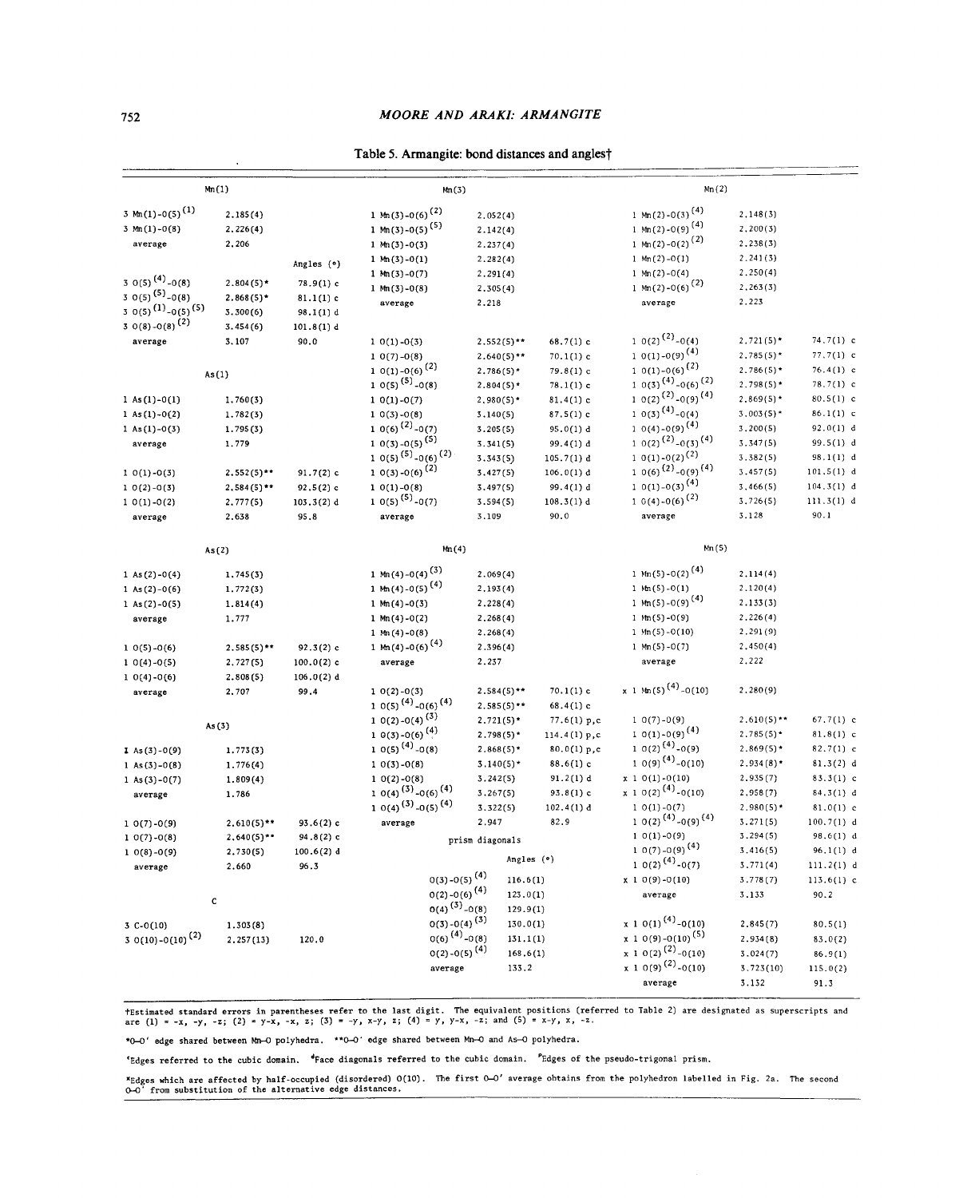## Table 5. Armangite: bond distances and angles†

**Mn(1)**

| Bond | Distance | Angles (°) |
|---|---|---|
| 3 Mn(1)-O(5)$^{(1)}$ | 2.185(4) | |
| 3 Mn(1)-O(8) | 2.226(4) | |
| average | 2.206 | |
| 3 O(5)$^{(4)}$-O(8) | 2.804(5)* | 78.9(1) c |
| 3 O(5)$^{(5)}$-O(8) | 2.868(5)* | 81.1(1) c |
| 3 O(5)$^{(1)}$-O(5)$^{(5)}$ | 3.300(6) | 98.1(1) d |
| 3 O(8)-O(8)$^{(2)}$ | 3.454(6) | 101.8(1) d |
| average | 3.107 | 90.0 |

**As(1)**

| Bond | Distance | Angles (°) |
|---|---|---|
| 1 As(1)-O(1) | 1.760(3) | |
| 1 As(1)-O(2) | 1.782(3) | |
| 1 As(1)-O(3) | 1.795(3) | |
| average | 1.779 | |
| 1 O(1)-O(3) | 2.552(5)** | 91.7(2) c |
| 1 O(2)-O(3) | 2.584(5)** | 92.5(2) c |
| 1 O(1)-O(2) | 2.777(5) | 103.3(2) d |
| average | 2.638 | 95.8 |

**As(2)**

| Bond | Distance | Angles (°) |
|---|---|---|
| 1 As(2)-O(4) | 1.745(3) | |
| 1 As(2)-O(6) | 1.772(3) | |
| 1 As(2)-O(5) | 1.814(4) | |
| average | 1.777 | |
| 1 O(5)-O(6) | 2.585(5)** | 92.3(2) c |
| 1 O(4)-O(5) | 2.727(5) | 100.0(2) c |
| 1 O(4)-O(6) | 2.808(5) | 106.0(2) d |
| average | 2.707 | 99.4 |

**As(3)**

| Bond | Distance | Angles (°) |
|---|---|---|
| 1 As(3)-O(9) | 1.773(3) | |
| 1 As(3)-O(8) | 1.776(4) | |
| 1 As(3)-O(7) | 1.809(4) | |
| average | 1.786 | |
| 1 O(7)-O(9) | 2.610(5)** | 93.6(2) c |
| 1 O(7)-O(8) | 2.640(5)** | 94.8(2) c |
| 1 O(8)-O(9) | 2.730(5) | 100.6(2) d |
| average | 2.660 | 96.3 |

**C**

| Bond | Distance | Angles (°) |
|---|---|---|
| 3 C-O(10) | 1.303(8) | |
| 3 O(10)-O(10)$^{(2)}$ | 2.257(13) | 120.0 |

**Mn(3)**

| Bond | Distance | Angles (°) |
|---|---|---|
| 1 Mn(3)-O(6)$^{(2)}$ | 2.052(4) | |
| 1 Mn(3)-O(5)$^{(5)}$ | 2.142(4) | |
| 1 Mn(3)-O(3) | 2.237(4) | |
| 1 Mn(3)-O(1) | 2.282(4) | |
| 1 Mn(3)-O(7) | 2.291(4) | |
| 1 Mn(3)-O(8) | 2.305(4) | |
| average | 2.218 | |
| 1 O(1)-O(3) | 2.552(5)** | 68.7(1) c |
| 1 O(7)-O(8) | 2.640(5)** | 70.1(1) c |
| 1 O(1)-O(6)$^{(2)}$ | 2.786(5)* | 79.8(1) c |
| 1 O(5)$^{(5)}$-O(8) | 2.804(5)* | 78.1(1) c |
| 1 O(1)-O(7) | 2.980(5)* | 81.4(1) c |
| 1 O(3)-O(8) | 3.140(5) | 87.5(1) c |
| 1 O(6)$^{(2)}$-O(7) | 3.205(5) | 95.0(1) d |
| 1 O(3)-O(5)$^{(5)}$ | 3.341(5) | 99.4(1) d |
| 1 O(5)$^{(5)}$-O(6)$^{(2)}$ | 3.343(5) | 105.7(1) d |
| 1 O(3)-O(6)$^{(2)}$ | 3.427(5) | 106.0(1) d |
| 1 O(1)-O(8) | 3.497(5) | 99.4(1) d |
| 1 O(5)$^{(5)}$-O(7) | 3.594(5) | 108.3(1) d |
| average | 3.109 | 90.0 |

**Mn(4)**

| Bond | Distance | Angles (°) |
|---|---|---|
| 1 Mn(4)-O(4)$^{(3)}$ | 2.069(4) | |
| 1 Mn(4)-O(5)$^{(4)}$ | 2.193(4) | |
| 1 Mn(4)-O(3) | 2.228(4) | |
| 1 Mn(4)-O(2) | 2.268(4) | |
| 1 Mn(4)-O(8) | 2.268(4) | |
| 1 Mn(4)-O(6)$^{(4)}$ | 2.396(4) | |
| average | 2.237 | |
| 1 O(2)-O(3) | 2.584(5)** | 70.1(1) c |
| 1 O(5)$^{(4)}$-O(6)$^{(4)}$ | 2.585(5)** | 68.4(1) c |
| 1 O(2)-O(4)$^{(3)}$ | 2.721(5)* | 77.6(1) p,c |
| 1 O(3)-O(6)$^{(4)}$ | 2.798(5)* | 114.4(1) p,c |
| 1 O(5)$^{(4)}$-O(8) | 2.868(5)* | 80.0(1) p,c |
| 1 O(3)-O(8) | 3.140(5)* | 88.6(1) c |
| 1 O(2)-O(8) | 3.242(5) | 91.2(1) d |
| 1 O(4)$^{(3)}$-O(6)$^{(4)}$ | 3.267(5) | 93.8(1) c |
| 1 O(4)$^{(3)}$-O(5)$^{(4)}$ | 3.322(5) | 102.4(1) d |
| average | 2.947 | 82.9 |

prism diagonals

| | Angles (°) |
|---|---|
| O(3)-O(5)$^{(4)}$ | 116.6(1) |
| O(2)-O(6)$^{(4)}$ | 123.0(1) |
| O(4)$^{(3)}$-O(8) | 129.9(1) |
| O(3)-O(4)$^{(3)}$ | 130.0(1) |
| O(6)$^{(4)}$-O(8) | 131.1(1) |
| O(2)-O(5)$^{(4)}$ | 168.6(1) |
| average | 133.2 |

**Mn(2)**

| Bond | Distance | Angles (°) |
|---|---|---|
| 1 Mn(2)-O(3)$^{(4)}$ | 2.148(3) | |
| 1 Mn(2)-O(9)$^{(4)}$ | 2.200(3) | |
| 1 Mn(2)-O(2)$^{(2)}$ | 2.238(3) | |
| 1 Mn(2)-O(1) | 2.241(3) | |
| 1 Mn(2)-O(4) | 2.250(4) | |
| 1 Mn(2)-O(6)$^{(2)}$ | 2.263(3) | |
| average | 2.223 | |
| 1 O(2)$^{(2)}$-O(4) | 2.721(5)* | 74.7(1) c |
| 1 O(1)-O(9)$^{(4)}$ | 2.785(5)* | 77.7(1) c |
| 1 O(1)-O(6)$^{(2)}$ | 2.786(5)* | 76.4(1) c |
| 1 O(3)$^{(4)}$-O(6)$^{(2)}$ | 2.798(5)* | 78.7(1) c |
| 1 O(2)$^{(2)}$-O(9)$^{(4)}$ | 2.869(5)* | 80.5(1) c |
| 1 O(3)$^{(4)}$-O(4) | 3.003(5)* | 86.1(1) c |
| 1 O(4)-O(9)$^{(4)}$ | 3.200(5) | 92.0(1) d |
| 1 O(2)$^{(2)}$-O(3)$^{(4)}$ | 3.347(5) | 99.5(1) d |
| 1 O(1)-O(2)$^{(2)}$ | 3.382(5) | 98.1(1) d |
| 1 O(6)$^{(2)}$-O(9)$^{(4)}$ | 3.457(5) | 101.5(1) d |
| 1 O(1)-O(3)$^{(4)}$ | 3.466(5) | 104.3(1) d |
| 1 O(4)-O(6)$^{(2)}$ | 3.726(5) | 111.3(1) d |
| average | 3.128 | 90.1 |

**Mn(5)**

| Bond | Distance | Angles (°) |
|---|---|---|
| 1 Mn(5)-O(2)$^{(4)}$ | 2.114(4) | |
| 1 Mn(5)-O(1) | 2.120(4) | |
| 1 Mn(5)-O(9)$^{(4)}$ | 2.133(3) | |
| 1 Mn(5)-O(9) | 2.226(4) | |
| 1 Mn(5)-O(10) | 2.291(9) | |
| 1 Mn(5)-O(7) | 2.450(4) | |
| average | 2.222 | |
| x 1 Mn(5)$^{(4)}$-O(10) | 2.280(9) | |
| 1 O(7)-O(9) | 2.610(5)** | 67.7(1) c |
| 1 O(1)-O(9)$^{(4)}$ | 2.785(5)* | 81.8(1) c |
| 1 O(2)$^{(4)}$-O(9) | 2.869(5)* | 82.7(1) c |
| 1 O(9)$^{(4)}$-O(10) | 2.934(8)* | 81.3(2) d |
| x 1 O(1)-O(10) | 2.935(7) | 83.3(1) c |
| x 1 O(2)$^{(4)}$-O(10) | 2.958(7) | 84.3(1) d |
| 1 O(1)-O(7) | 2.980(5)* | 81.0(1) c |
| 1 O(2)$^{(4)}$-O(9)$^{(4)}$ | 3.271(5) | 100.7(1) d |
| 1 O(1)-O(9) | 3.294(5) | 98.6(1) d |
| 1 O(7)-O(9)$^{(4)}$ | 3.416(5) | 96.1(1) d |
| 1 O(2)$^{(4)}$-O(7) | 3.771(4) | 111.2(1) d |
| x 1 O(9)-O(10) | 3.778(7) | 113.6(1) c |
| average | 3.133 | 90.2 |
| x 1 O(1)$^{(4)}$-O(10) | 2.845(7) | 80.5(1) |
| x 1 O(9)-O(10)$^{(5)}$ | 2.934(8) | 83.0(2) |
| x 1 O(2)$^{(2)}$-O(10) | 3.024(7) | 86.9(1) |
| x 1 O(9)$^{(2)}$-O(10) | 3.723(10) | 115.0(2) |
| average | 3.132 | 91.3 |

†Estimated standard errors in parentheses refer to the last digit. The equivalent positions (referred to Table 2) are designated as superscripts and are (1) = -x, -y, -z; (2) = y-x, -x, z; (3) = -y, x-y, z; (4) = y, y-x, -z; and (5) = x-y, x, -z.

*O–O' edge shared between Mn–O polyhedra. **O–O' edge shared between Mn–O and As–O polyhedra.

$^{c}$Edges referred to the cubic domain. $^{d}$Face diagonals referred to the cubic domain. $^{p}$Edges of the pseudo-trigonal prism.

$^{x}$Edges which are affected by half-occupied (disordered) O(10). The first O–O' average obtains from the polyhedron labelled in Fig. 2a. The second O–O' from substitution of the alternative edge distances.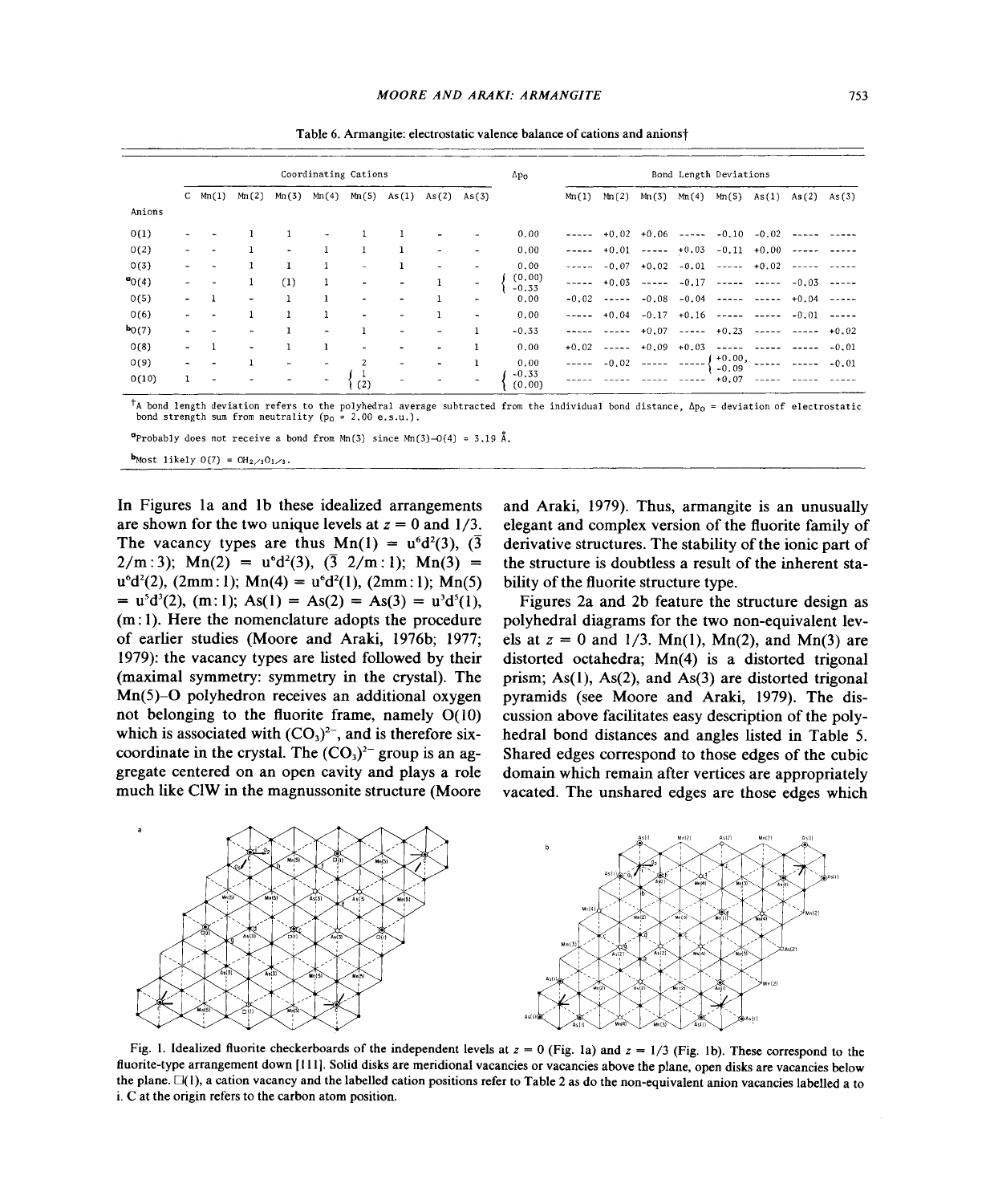Table 6. Armangite: electrostatic valence balance of cations and anions†

| Anions | C | Mn(1) | Mn(2) | Mn(3) | Mn(4) | Mn(5) | As(1) | As(2) | As(3) | $\Delta p_O$ | Mn(1) | Mn(2) | Mn(3) | Mn(4) | Mn(5) | As(1) | As(2) | As(3) |
|---|---|---|---|---|---|---|---|---|---|---|---|---|---|---|---|---|---|---|
| | Coordinating Cations | | | | | | | | | | Bond Length Deviations | | | | | | | |
| O(1) | - | - | 1 | 1 | - | 1 | 1 | - | - | 0.00 | ----- | +0.02 | +0.06 | ----- | -0.10 | -0.02 | ----- | ----- |
| O(2) | - | - | 1 | - | 1 | 1 | 1 | - | - | 0.00 | ----- | +0.01 | ----- | +0.03 | -0.11 | +0.00 | ----- | ----- |
| O(3) | - | - | 1 | 1 | 1 | - | 1 | - | - | 0.00 | ----- | -0.07 | +0.02 | -0.01 | ----- | +0.02 | ----- | ----- |
| ᵃO(4) | - | - | 1 | (1) | 1 | - | - | 1 | - | (0.00) / -0.33 | ----- | +0.03 | ----- | -0.17 | ----- | ----- | -0.03 | ----- |
| O(5) | - | 1 | - | 1 | 1 | - | - | 1 | - | 0.00 | -0.02 | ----- | -0.08 | -0.04 | ----- | ----- | +0.04 | ----- |
| O(6) | - | - | 1 | 1 | 1 | - | - | 1 | - | 0.00 | ----- | +0.04 | -0.17 | +0.16 | ----- | ----- | -0.01 | ----- |
| ᵇO(7) | - | - | - | 1 | - | 1 | - | - | 1 | -0.33 | ----- | ----- | +0.07 | ----- | +0.23 | ----- | ----- | +0.02 |
| O(8) | - | 1 | - | 1 | 1 | - | - | - | 1 | 0.00 | +0.02 | ----- | +0.09 | +0.03 | ----- | ----- | ----- | -0.01 |
| O(9) | - | - | 1 | - | - | 2 | - | - | 1 | 0.00 | ----- | -0.02 | ----- | ----- | +0.00, -0.09 | ----- | ----- | -0.01 |
| O(10) | 1 | - | - | - | - | 1 / (2) | - | - | - | -0.33 / (0.00) | ----- | ----- | ----- | ----- | +0.07 | ----- | ----- | ----- |

†A bond length deviation refers to the polyhedral average subtracted from the individual bond distance, $\Delta p_O$ = deviation of electrostatic bond strength sum from neutrality ($p_O$ = 2.00 e.s.u.).

ᵃProbably does not receive a bond from Mn(3) since Mn(3)–O(4) = 3.19 Å.

ᵇMost likely O(7) = $OH_{2/3}O_{1/3}$.

In Figures 1a and 1b these idealized arrangements are shown for the two unique levels at $z = 0$ and 1/3. The vacancy types are thus Mn(1) = $u^6d^2(3)$, ($\bar{3}$ 2/m:3); Mn(2) = $u^6d^2(3)$, ($\bar{3}$ 2/m:1); Mn(3) = $u^6d^2(2)$, (2mm:1); Mn(4) = $u^6d^2(1)$, (2mm:1); Mn(5) = $u^5d^3(2)$, (m:1); As(1) = As(2) = As(3) = $u^3d^5(1)$, (m:1). Here the nomenclature adopts the procedure of earlier studies (Moore and Araki, 1976b; 1977; 1979): the vacancy types are listed followed by their (maximal symmetry: symmetry in the crystal). The Mn(5)–O polyhedron receives an additional oxygen not belonging to the fluorite frame, namely O(10) which is associated with $(CO_3)^{2-}$, and is therefore six-coordinate in the crystal. The $(CO_3)^{2-}$ group is an aggregate centered on an open cavity and plays a role much like ClW in the magnussonite structure (Moore and Araki, 1979). Thus, armangite is an unusually elegant and complex version of the fluorite family of derivative structures. The stability of the ionic part of the structure is doubtless a result of the inherent stability of the fluorite structure type.

Figures 2a and 2b feature the structure design as polyhedral diagrams for the two non-equivalent levels at $z = 0$ and 1/3. Mn(1), Mn(2), and Mn(3) are distorted octahedra; Mn(4) is a distorted trigonal prism; As(1), As(2), and As(3) are distorted trigonal pyramids (see Moore and Araki, 1979). The discussion above facilitates easy description of the polyhedral bond distances and angles listed in Table 5. Shared edges correspond to those edges of the cubic domain which remain after vertices are appropriately vacated. The unshared edges are those edges which

Fig. 1. Idealized fluorite checkerboards of the independent levels at $z = 0$ (Fig. 1a) and $z = 1/3$ (Fig. 1b). These correspond to the fluorite-type arrangement down [111]. Solid disks are meridional vacancies or vacancies above the plane, open disks are vacancies below the plane. □(1), a cation vacancy and the labelled cation positions refer to Table 2 as do the non-equivalent anion vacancies labelled a to i. C at the origin refers to the carbon atom position.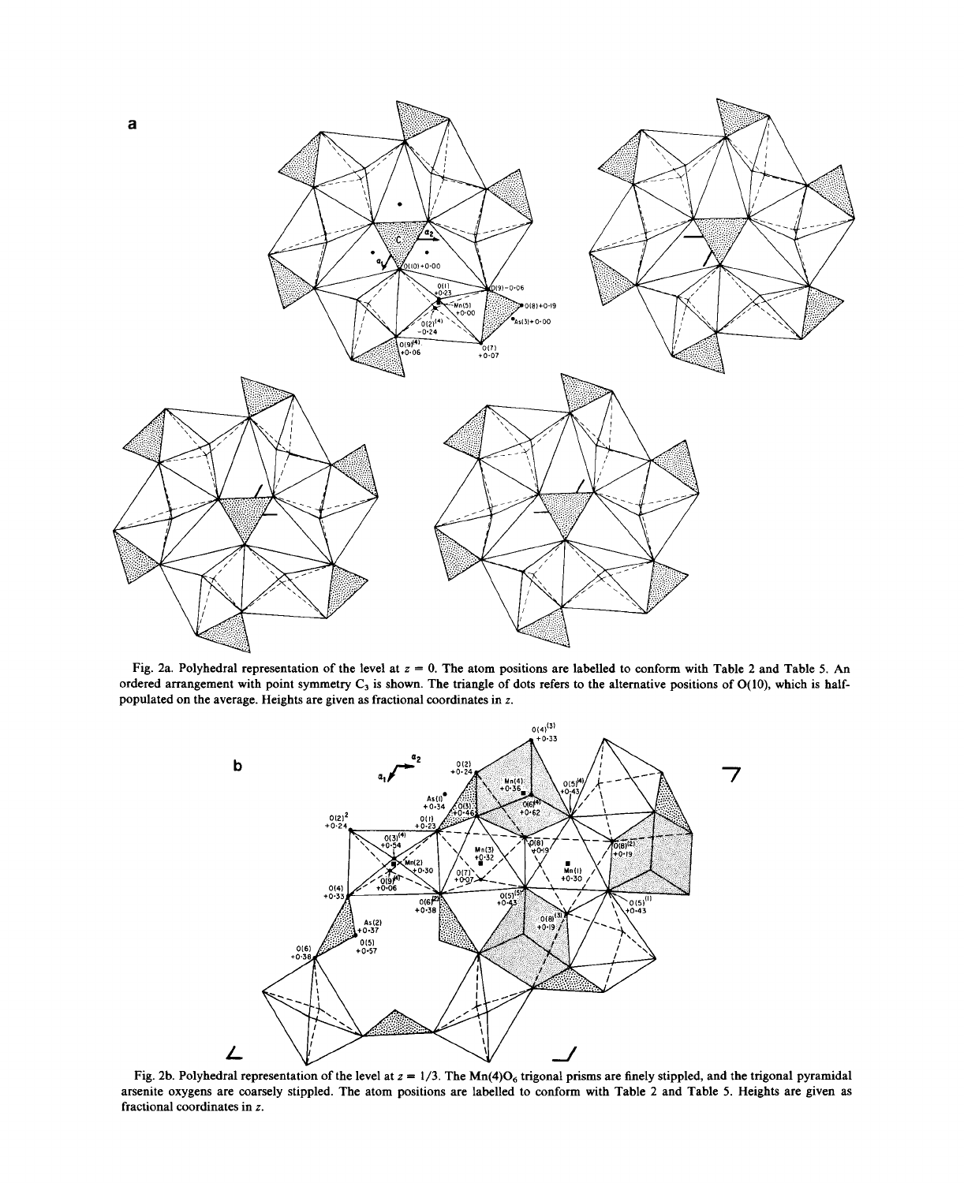Fig. 2a. Polyhedral representation of the level at $z = 0$. The atom positions are labelled to conform with Table 2 and Table 5. An ordered arrangement with point symmetry $C_3$ is shown. The triangle of dots refers to the alternative positions of O(10), which is half-populated on the average. Heights are given as fractional coordinates in $z$.

Fig. 2b. Polyhedral representation of the level at $z = 1/3$. The $Mn(4)O_6$ trigonal prisms are finely stippled, and the trigonal pyramidal arsenite oxygens are coarsely stippled. The atom positions are labelled to conform with Table 2 and Table 5. Heights are given as fractional coordinates in $z$.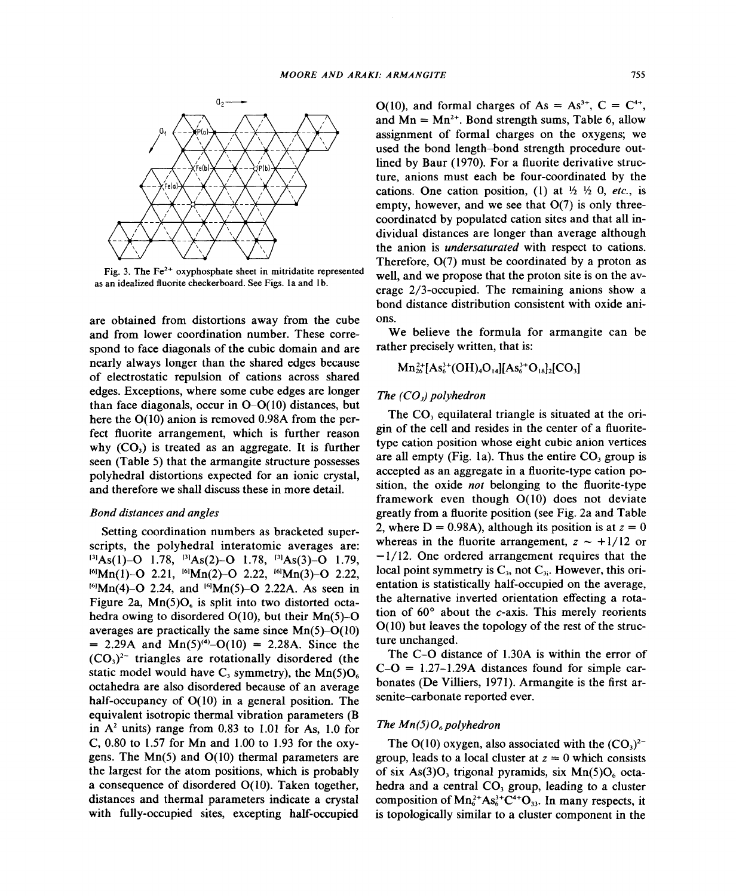Fig. 3. The $Fe^{2+}$ oxyphosphate sheet in mitridatite represented as an idealized fluorite checkerboard. See Figs. 1a and 1b.

are obtained from distortions away from the cube and from lower coordination number. These correspond to face diagonals of the cubic domain and are nearly always longer than the shared edges because of electrostatic repulsion of cations across shared edges. Exceptions, where some cube edges are longer than face diagonals, occur in O–O(10) distances, but here the O(10) anion is removed 0.98A from the perfect fluorite arrangement, which is further reason why $(CO_3)$ is treated as an aggregate. It is further seen (Table 5) that the armangite structure possesses polyhedral distortions expected for an ionic crystal, and therefore we shall discuss these in more detail.

### *Bond distances and angles*

Setting coordination numbers as bracketed superscripts, the polyhedral interatomic averages are: $^{[3]}$As(1)–O 1.78, $^{[3]}$As(2)–O 1.78, $^{[3]}$As(3)–O 1.79, $^{[6]}$Mn(1)–O 2.21, $^{[6]}$Mn(2)–O 2.22, $^{[6]}$Mn(3)–O 2.22, $^{[6]}$Mn(4)–O 2.24, and $^{[6]}$Mn(5)–O 2.22A. As seen in Figure 2a, $Mn(5)O_6$ is split into two distorted octahedra owing to disordered O(10), but their Mn(5)–O averages are practically the same since Mn(5)–O(10) = 2.29A and $Mn(5)^{(4)}$–O(10) = 2.28A. Since the $(CO_3)^{2-}$ triangles are rotationally disordered (the static model would have $C_3$ symmetry), the $Mn(5)O_6$ octahedra are also disordered because of an average half-occupancy of O(10) in a general position. The equivalent isotropic thermal vibration parameters (B in $A^2$ units) range from 0.83 to 1.01 for As, 1.0 for C, 0.80 to 1.57 for Mn and 1.00 to 1.93 for the oxygens. The Mn(5) and O(10) thermal parameters are the largest for the atom positions, which is probably a consequence of disordered O(10). Taken together, distances and thermal parameters indicate a crystal with fully-occupied sites, excepting half-occupied O(10), and formal charges of As = $As^{3+}$, C = $C^{4+}$, and Mn = $Mn^{2+}$. Bond strength sums, Table 6, allow assignment of formal charges on the oxygens; we used the bond length–bond strength procedure outlined by Baur (1970). For a fluorite derivative structure, anions must each be four-coordinated by the cations. One cation position, (1) at ½ ½ 0, *etc.*, is empty, however, and we see that O(7) is only three-coordinated by populated cation sites and that all individual distances are longer than average although the anion is *undersaturated* with respect to cations. Therefore, O(7) must be coordinated by a proton as well, and we propose that the proton site is on the average 2/3-occupied. The remaining anions show a bond distance distribution consistent with oxide anions.

We believe the formula for armangite can be rather precisely written, that is:

$$Mn^{2+}_{26}[As^{3+}_6(OH)_4O_{14}][As^{3+}_6O_{18}]_2[CO_3]$$

### *The $(CO_3)$ polyhedron*

The $CO_3$ equilateral triangle is situated at the origin of the cell and resides in the center of a fluorite-type cation position whose eight cubic anion vertices are all empty (Fig. 1a). Thus the entire $CO_3$ group is accepted as an aggregate in a fluorite-type cation position, the oxide *not* belonging to the fluorite-type framework even though O(10) does not deviate greatly from a fluorite position (see Fig. 2a and Table 2, where D = 0.98A), although its position is at $z = 0$ whereas in the fluorite arrangement, $z \sim +1/12$ or $-1/12$. One ordered arrangement requires that the local point symmetry is $C_3$, not $C_{3i}$. However, this orientation is statistically half-occupied on the average, the alternative inverted orientation effecting a rotation of 60° about the *c*-axis. This merely reorients O(10) but leaves the topology of the rest of the structure unchanged.

The C–O distance of 1.30A is within the error of C–O = 1.27–1.29A distances found for simple carbonates (De Villiers, 1971). Armangite is the first arsenite–carbonate reported ever.

### *The $Mn(5)O_6$ polyhedron*

The O(10) oxygen, also associated with the $(CO_3)^{2-}$ group, leads to a local cluster at $z = 0$ which consists of six $As(3)O_3$ trigonal pyramids, six $Mn(5)O_6$ octahedra and a central $CO_3$ group, leading to a cluster composition of $Mn^{2+}_6As^{3+}_6C^{4+}O_{33}$. In many respects, it is topologically similar to a cluster component in the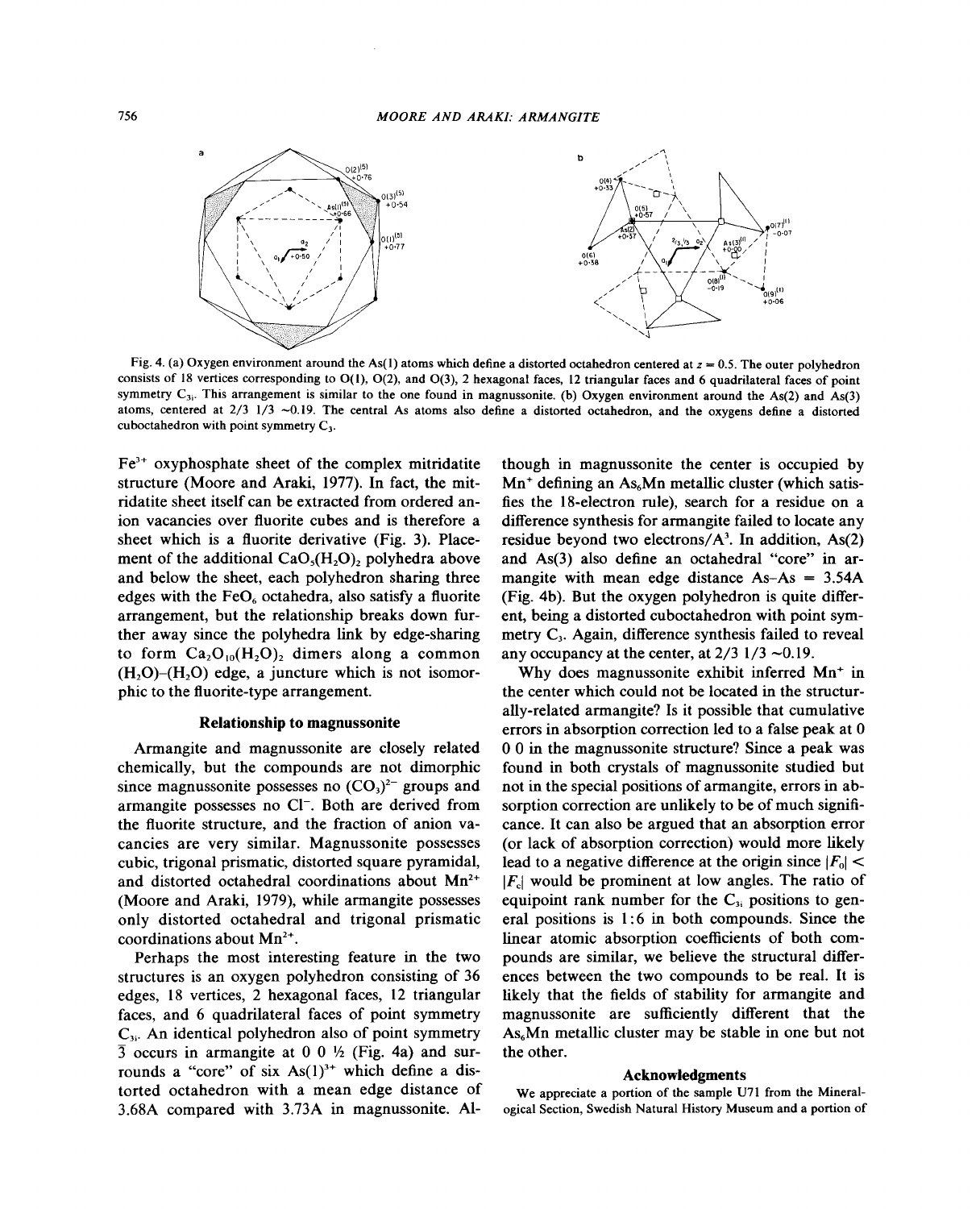Fig. 4. (a) Oxygen environment around the As(1) atoms which define a distorted octahedron centered at $z = 0.5$. The outer polyhedron consists of 18 vertices corresponding to O(1), O(2), and O(3), 2 hexagonal faces, 12 triangular faces and 6 quadrilateral faces of point symmetry $C_{3i}$. This arrangement is similar to the one found in magnussonite. (b) Oxygen environment around the As(2) and As(3) atoms, centered at 2/3 1/3 ~0.19. The central As atoms also define a distorted octahedron, and the oxygens define a distorted cuboctahedron with point symmetry $C_3$.

$Fe^{3+}$ oxyphosphate sheet of the complex mitridatite structure (Moore and Araki, 1977). In fact, the mitridatite sheet itself can be extracted from ordered anion vacancies over fluorite cubes and is therefore a sheet which is a fluorite derivative (Fig. 3). Placement of the additional $CaO_5(H_2O)_2$ polyhedra above and below the sheet, each polyhedron sharing three edges with the $FeO_6$ octahedra, also satisfy a fluorite arrangement, but the relationship breaks down further away since the polyhedra link by edge-sharing to form $Ca_2O_{10}(H_2O)_2$ dimers along a common $(H_2O)$–$(H_2O)$ edge, a juncture which is not isomorphic to the fluorite-type arrangement.

### Relationship to magnussonite

Armangite and magnussonite are closely related chemically, but the compounds are not dimorphic since magnussonite possesses no $(CO_3)^{2-}$ groups and armangite possesses no $Cl^-$. Both are derived from the fluorite structure, and the fraction of anion vacancies are very similar. Magnussonite possesses cubic, trigonal prismatic, distorted square pyramidal, and distorted octahedral coordinations about $Mn^{2+}$ (Moore and Araki, 1979), while armangite possesses only distorted octahedral and trigonal prismatic coordinations about $Mn^{2+}$.

Perhaps the most interesting feature in the two structures is an oxygen polyhedron consisting of 36 edges, 18 vertices, 2 hexagonal faces, 12 triangular faces, and 6 quadrilateral faces of point symmetry $C_{3i}$. An identical polyhedron also of point symmetry $\bar{3}$ occurs in armangite at 0 0 ½ (Fig. 4a) and surrounds a "core" of six $As(1)^{3+}$ which define a distorted octahedron with a mean edge distance of 3.68A compared with 3.73A in magnussonite. Although in magnussonite the center is occupied by $Mn^+$ defining an $As_6Mn$ metallic cluster (which satisfies the 18-electron rule), search for a residue on a difference synthesis for armangite failed to locate any residue beyond two electrons/$A^3$. In addition, As(2) and As(3) also define an octahedral "core" in armangite with mean edge distance As–As = 3.54A (Fig. 4b). But the oxygen polyhedron is quite different, being a distorted cuboctahedron with point symmetry $C_3$. Again, difference synthesis failed to reveal any occupancy at the center, at 2/3 1/3 ~0.19.

Why does magnussonite exhibit inferred $Mn^+$ in the center which could not be located in the structurally-related armangite? Is it possible that cumulative errors in absorption correction led to a false peak at 0 0 0 in the magnussonite structure? Since a peak was found in both crystals of magnussonite studied but not in the special positions of armangite, errors in absorption correction are unlikely to be of much significance. It can also be argued that an absorption error (or lack of absorption correction) would more likely lead to a negative difference at the origin since $|F_o| < |F_c|$ would be prominent at low angles. The ratio of equipoint rank number for the $C_{3i}$ positions to general positions is 1:6 in both compounds. Since the linear atomic absorption coefficients of both compounds are similar, we believe the structural differences between the two compounds to be real. It is likely that the fields of stability for armangite and magnussonite are sufficiently different that the $As_6Mn$ metallic cluster may be stable in one but not the other.

### Acknowledgments

We appreciate a portion of the sample U71 from the Mineralogical Section, Swedish Natural History Museum and a portion of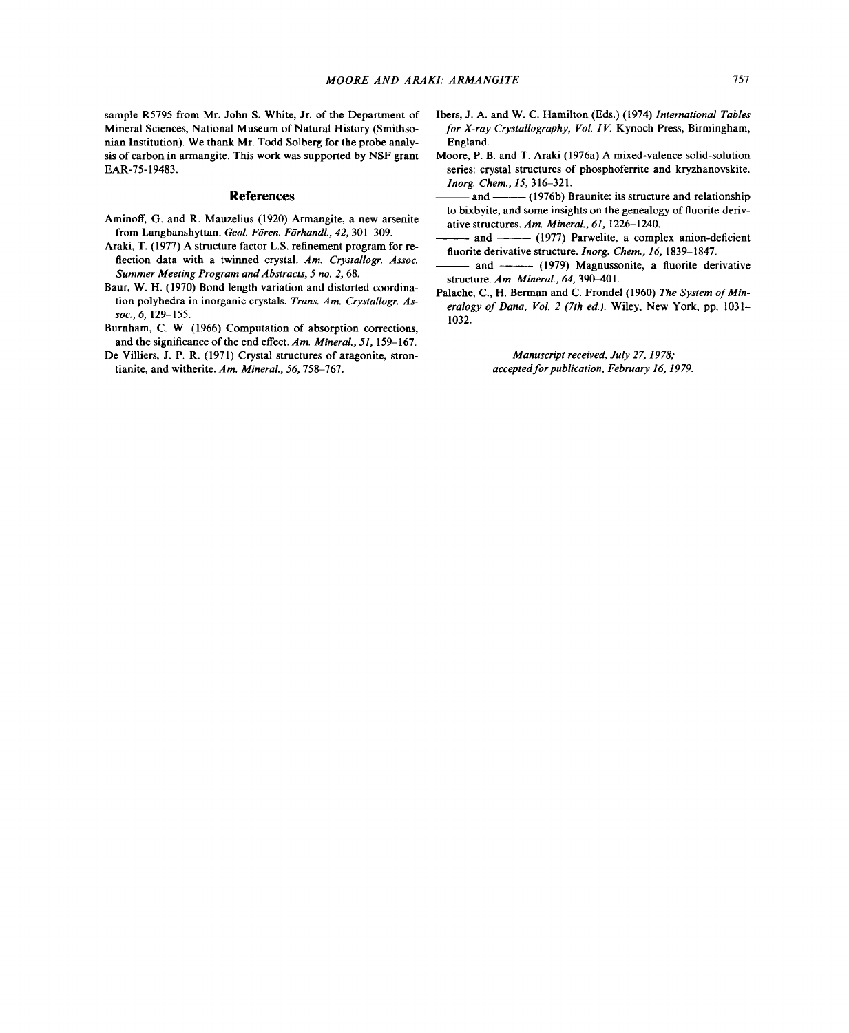sample R5795 from Mr. John S. White, Jr. of the Department of Mineral Sciences, National Museum of Natural History (Smithsonian Institution). We thank Mr. Todd Solberg for the probe analysis of carbon in armangite. This work was supported by NSF grant EAR-75-19483.

## References

Aminoff, G. and R. Mauzelius (1920) Armangite, a new arsenite from Langbanshyttan. *Geol. Fören. Förhandl., 42,* 301–309.

Araki, T. (1977) A structure factor L.S. refinement program for reflection data with a twinned crystal. *Am. Crystallogr. Assoc. Summer Meeting Program and Abstracts, 5 no. 2,* 68.

Baur, W. H. (1970) Bond length variation and distorted coordination polyhedra in inorganic crystals. *Trans. Am. Crystallogr. Assoc., 6,* 129–155.

Burnham, C. W. (1966) Computation of absorption corrections, and the significance of the end effect. *Am. Mineral., 51,* 159–167.

De Villiers, J. P. R. (1971) Crystal structures of aragonite, strontianite, and witherite. *Am. Mineral., 56,* 758–767.

Ibers, J. A. and W. C. Hamilton (Eds.) (1974) *International Tables for X-ray Crystallography, Vol. IV.* Kynoch Press, Birmingham, England.

Moore, P. B. and T. Araki (1976a) A mixed-valence solid-solution series: crystal structures of phosphoferrite and kryzhanovskite. *Inorg. Chem., 15,* 316–321.

——— and ——— (1976b) Braunite: its structure and relationship to bixbyite, and some insights on the genealogy of fluorite derivative structures. *Am. Mineral., 61,* 1226–1240.

——— and ——— (1977) Parwelite, a complex anion-deficient fluorite derivative structure. *Inorg. Chem., 16,* 1839–1847.

——— and ——— (1979) Magnussonite, a fluorite derivative structure. *Am. Mineral., 64,* 390–401.

Palache, C., H. Berman and C. Frondel (1960) *The System of Mineralogy of Dana, Vol. 2 (7th ed.).* Wiley, New York, pp. 1031–1032.

*Manuscript received, July 27, 1978;*
*accepted for publication, February 16, 1979.*